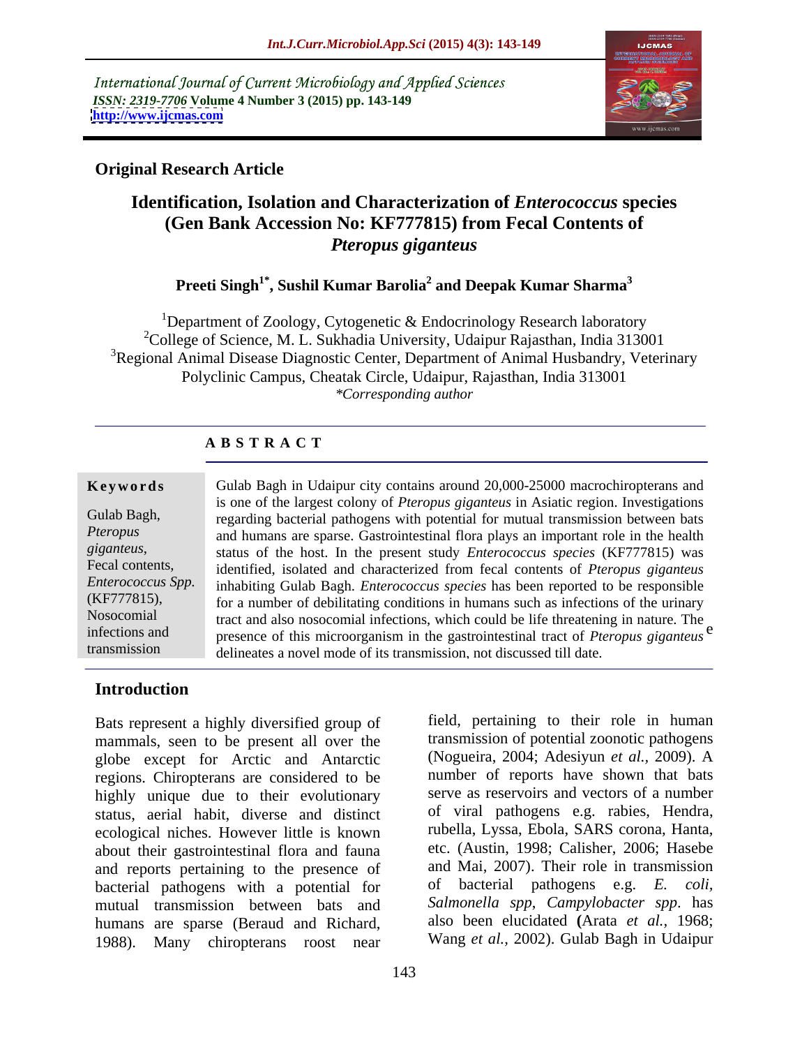International Journal of Current Microbiology and Applied Sciences
*ISSN: 2319-7706* **Volume 4 Number 3 (2015) pp. 143-149**
**http://www.ijcmas.com**

**Original Research Article**

# Identification, Isolation and Characterization of *Enterococcus* species (Gen Bank Accession No: KF777815) from Fecal Contents of *Pteropus giganteus*

**Preeti Singh[1*], Sushil Kumar Barolia[2] and Deepak Kumar Sharma[3]**

[1]Department of Zoology, Cytogenetic & Endocrinology Research laboratory
[2]College of Science, M. L. Sukhadia University, Udaipur Rajasthan, India 313001
[3]Regional Animal Disease Diagnostic Center, Department of Animal Husbandry, Veterinary Polyclinic Campus, Cheatak Circle, Udaipur, Rajasthan, India 313001
*\*Corresponding author*

## A B S T R A C T

**Keywords**

Gulab Bagh, *Pteropus giganteus*, Fecal contents, *Enterococcus Spp.* (KF777815), Nosocomial infections and transmission

Gulab Bagh in Udaipur city contains around 20,000-25000 macrochiropterans and is one of the largest colony of *Pteropus giganteus* in Asiatic region. Investigations regarding bacterial pathogens with potential for mutual transmission between bats and humans are sparse. Gastrointestinal flora plays an important role in the health status of the host. In the present study *Enterococcus species* (KF777815) was identified, isolated and characterized from fecal contents of *Pteropus giganteus* inhabiting Gulab Bagh. *Enterococcus species* has been reported to be responsible for a number of debilitating conditions in humans such as infections of the urinary tract and also nosocomial infections, which could be life threatening in nature. The presence of this microorganism in the gastrointestinal tract of *Pteropus giganteus* e delineates a novel mode of its transmission, not discussed till date.

## Introduction

Bats represent a highly diversified group of mammals, seen to be present all over the globe except for Arctic and Antarctic regions. Chiropterans are considered to be highly unique due to their evolutionary status, aerial habit, diverse and distinct ecological niches. However little is known about their gastrointestinal flora and fauna and reports pertaining to the presence of bacterial pathogens with a potential for mutual transmission between bats and humans are sparse (Beraud and Richard, 1988). Many chiropterans roost near field, pertaining to their role in human transmission of potential zoonotic pathogens (Nogueira, 2004; Adesiyun *et al.*, 2009). A number of reports have shown that bats serve as reservoirs and vectors of a number of viral pathogens e.g. rabies, Hendra, rubella, Lyssa, Ebola, SARS corona, Hanta, etc. (Austin, 1998; Calisher, 2006; Hasebe and Mai, 2007). Their role in transmission of bacterial pathogens e.g. *E. coli*, *Salmonella spp*, *Campylobacter spp*. has also been elucidated (Arata *et al.*, 1968; Wang *et al.,* 2002). Gulab Bagh in Udaipur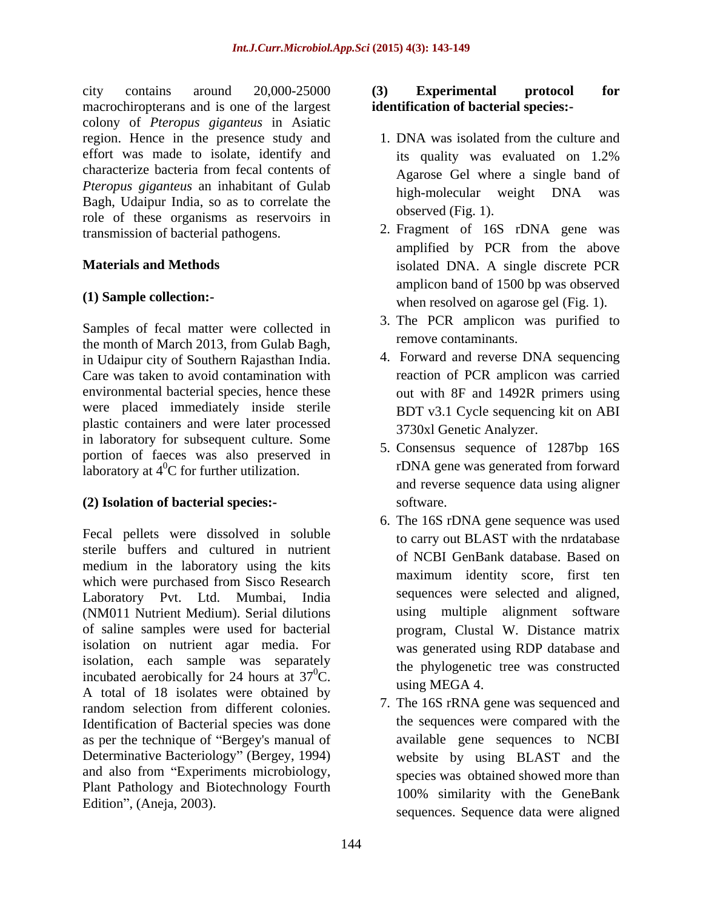city contains around 20,000-25000 macrochiropterans and is one of the largest colony of *Pteropus giganteus* in Asiatic region. Hence in the presence study and effort was made to isolate, identify and characterize bacteria from fecal contents of *Pteropus giganteus* an inhabitant of Gulab Bagh, Udaipur India, so as to correlate the role of these organisms as reservoirs in transmission of bacterial pathogens.

## Materials and Methods

### (1) Sample collection:-

Samples of fecal matter were collected in the month of March 2013, from Gulab Bagh, in Udaipur city of Southern Rajasthan India. Care was taken to avoid contamination with environmental bacterial species, hence these were placed immediately inside sterile plastic containers and were later processed in laboratory for subsequent culture. Some portion of faeces was also preserved in laboratory at $4^0$C for further utilization.

### (2) Isolation of bacterial species:-

Fecal pellets were dissolved in soluble sterile buffers and cultured in nutrient medium in the laboratory using the kits which were purchased from Sisco Research Laboratory Pvt. Ltd. Mumbai, India (NM011 Nutrient Medium). Serial dilutions of saline samples were used for bacterial isolation on nutrient agar media. For isolation, each sample was separately incubated aerobically for 24 hours at $37^0$C. A total of 18 isolates were obtained by random selection from different colonies. Identification of Bacterial species was done as per the technique of "Bergey's manual of Determinative Bacteriology" (Bergey, 1994) and also from "Experiments microbiology, Plant Pathology and Biotechnology Fourth Edition", (Aneja, 2003).

### (3) Experimental protocol for identification of bacterial species:-

1. DNA was isolated from the culture and its quality was evaluated on 1.2% Agarose Gel where a single band of high-molecular weight DNA was observed (Fig. 1).
2. Fragment of 16S rDNA gene was amplified by PCR from the above isolated DNA. A single discrete PCR amplicon band of 1500 bp was observed when resolved on agarose gel (Fig. 1).
3. The PCR amplicon was purified to remove contaminants.
4. Forward and reverse DNA sequencing reaction of PCR amplicon was carried out with 8F and 1492R primers using BDT v3.1 Cycle sequencing kit on ABI 3730xl Genetic Analyzer.
5. Consensus sequence of 1287bp 16S rDNA gene was generated from forward and reverse sequence data using aligner software.
6. The 16S rDNA gene sequence was used to carry out BLAST with the nrdatabase of NCBI GenBank database. Based on maximum identity score, first ten sequences were selected and aligned, using multiple alignment software program, Clustal W. Distance matrix was generated using RDP database and the phylogenetic tree was constructed using MEGA 4.
7. The 16S rRNA gene was sequenced and the sequences were compared with the available gene sequences to NCBI website by using BLAST and the species was obtained showed more than 100% similarity with the GeneBank sequences. Sequence data were aligned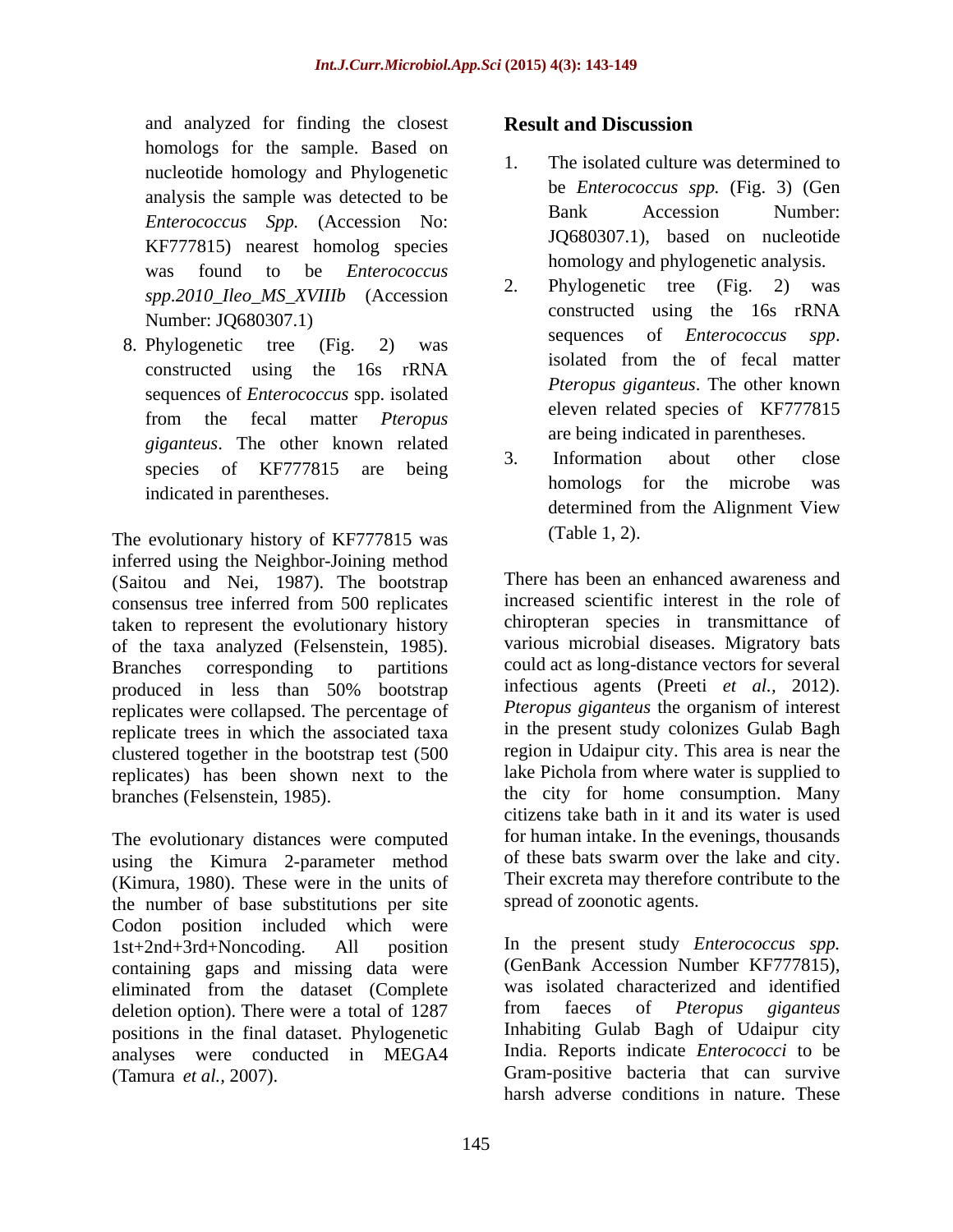and analyzed for finding the closest homologs for the sample. Based on nucleotide homology and Phylogenetic analysis the sample was detected to be *Enterococcus Spp.* (Accession No: KF777815) nearest homolog species was found to be *Enterococcus spp.2010_Ileo_MS_XVIIIb* (Accession Number: JQ680307.1)

8. Phylogenetic tree (Fig. 2) was constructed using the 16s rRNA sequences of *Enterococcus* spp. isolated from the fecal matter *Pteropus giganteus*. The other known related species of KF777815 are being indicated in parentheses.

The evolutionary history of KF777815 was inferred using the Neighbor-Joining method (Saitou and Nei, 1987). The bootstrap consensus tree inferred from 500 replicates taken to represent the evolutionary history of the taxa analyzed (Felsenstein, 1985). Branches corresponding to partitions produced in less than 50% bootstrap replicates were collapsed. The percentage of replicate trees in which the associated taxa clustered together in the bootstrap test (500 replicates) has been shown next to the branches (Felsenstein, 1985).

The evolutionary distances were computed using the Kimura 2-parameter method (Kimura, 1980). These were in the units of the number of base substitutions per site Codon position included which were 1st+2nd+3rd+Noncoding. All position containing gaps and missing data were eliminated from the dataset (Complete deletion option). There were a total of 1287 positions in the final dataset. Phylogenetic analyses were conducted in MEGA4 (Tamura *et al.,* 2007).

## Result and Discussion

1. The isolated culture was determined to be *Enterococcus spp.* (Fig. 3) (Gen Bank Accession Number: JQ680307.1), based on nucleotide homology and phylogenetic analysis.
2. Phylogenetic tree (Fig. 2) was constructed using the 16s rRNA sequences of *Enterococcus spp*. isolated from the of fecal matter *Pteropus giganteus*. The other known eleven related species of KF777815 are being indicated in parentheses.
3. Information about other close homologs for the microbe was determined from the Alignment View (Table 1, 2).

There has been an enhanced awareness and increased scientific interest in the role of chiropteran species in transmittance of various microbial diseases. Migratory bats could act as long-distance vectors for several infectious agents (Preeti *et al.,* 2012). *Pteropus giganteus* the organism of interest in the present study colonizes Gulab Bagh region in Udaipur city. This area is near the lake Pichola from where water is supplied to the city for home consumption. Many citizens take bath in it and its water is used for human intake. In the evenings, thousands of these bats swarm over the lake and city. Their excreta may therefore contribute to the spread of zoonotic agents.

In the present study *Enterococcus spp.* (GenBank Accession Number KF777815), was isolated characterized and identified from faeces of *Pteropus giganteus* Inhabiting Gulab Bagh of Udaipur city India. Reports indicate *Enterococci* to be Gram-positive bacteria that can survive harsh adverse conditions in nature. These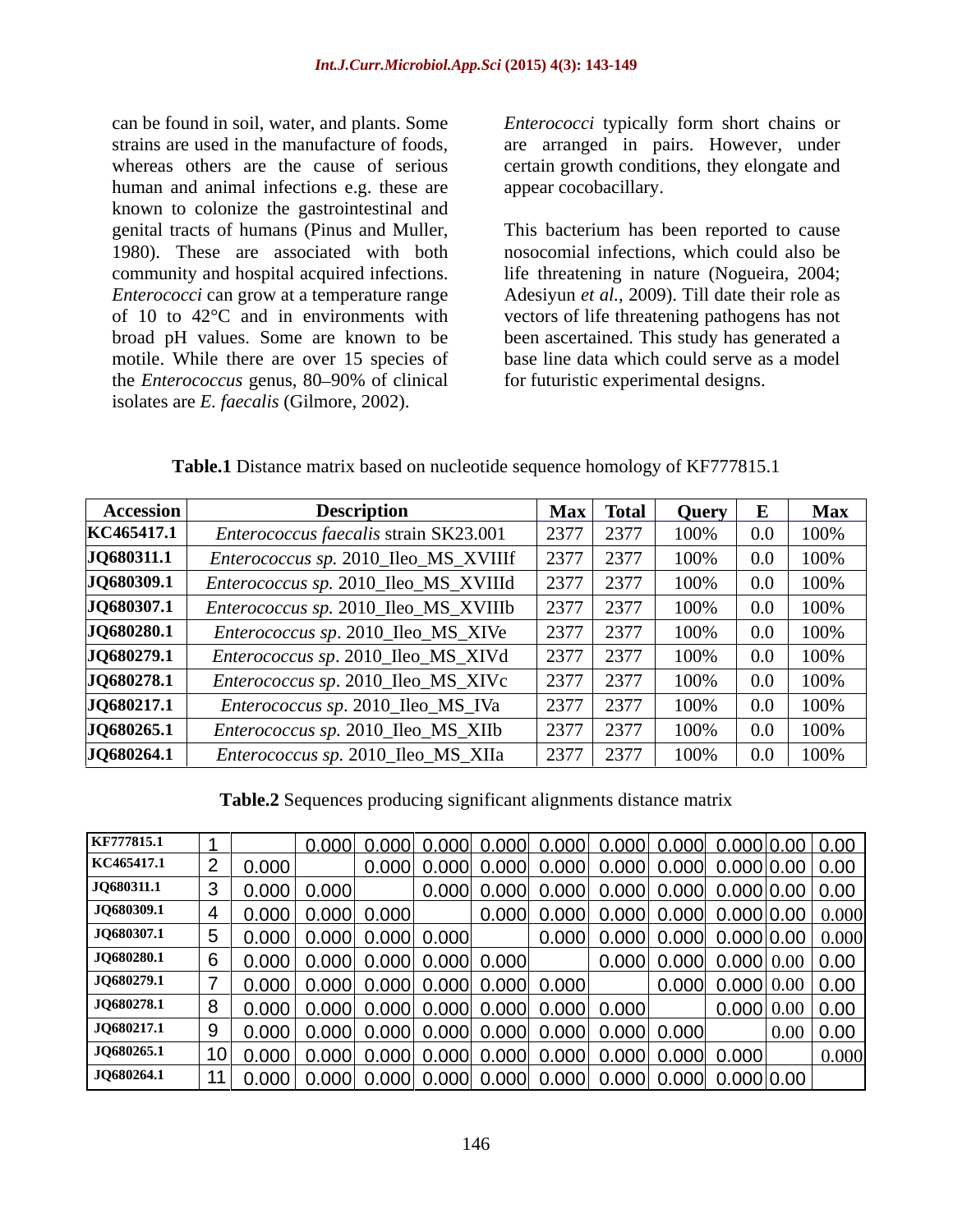can be found in soil, water, and plants. Some strains are used in the manufacture of foods, whereas others are the cause of serious human and animal infections e.g. these are known to colonize the gastrointestinal and genital tracts of humans (Pinus and Muller, 1980). These are associated with both community and hospital acquired infections. *Enterococci* can grow at a temperature range of 10 to 42°C and in environments with broad pH values. Some are known to be motile. While there are over 15 species of the *Enterococcus* genus, 80–90% of clinical isolates are *E. faecalis* (Gilmore, 2002).

*Enterococci* typically form short chains or are arranged in pairs. However, under certain growth conditions, they elongate and appear cocobacillary.

This bacterium has been reported to cause nosocomial infections, which could also be life threatening in nature (Nogueira, 2004; Adesiyun *et al.*, 2009). Till date their role as vectors of life threatening pathogens has not been ascertained. This study has generated a base line data which could serve as a model for futuristic experimental designs.

**Table.1** Distance matrix based on nucleotide sequence homology of KF777815.1

| Accession | Description | Max | Total | Query | E | Max |
|---|---|---|---|---|---|---|
| **KC465417.1** | *Enterococcus faecalis* strain SK23.001 | 2377 | 2377 | 100% | 0.0 | 100% |
| **JQ680311.1** | *Enterococcus sp.* 2010_Ileo_MS_XVIIIf | 2377 | 2377 | 100% | 0.0 | 100% |
| **JQ680309.1** | *Enterococcus sp.* 2010_Ileo_MS_XVIIId | 2377 | 2377 | 100% | 0.0 | 100% |
| **JQ680307.1** | *Enterococcus sp.* 2010_Ileo_MS_XVIIIb | 2377 | 2377 | 100% | 0.0 | 100% |
| **JQ680280.1** | *Enterococcus sp*. 2010_Ileo_MS_XIVe | 2377 | 2377 | 100% | 0.0 | 100% |
| **JQ680279.1** | *Enterococcus sp*. 2010_Ileo_MS_XIVd | 2377 | 2377 | 100% | 0.0 | 100% |
| **JQ680278.1** | *Enterococcus sp*. 2010_Ileo_MS_XIVc | 2377 | 2377 | 100% | 0.0 | 100% |
| **JQ680217.1** | *Enterococcus sp.* 2010_Ileo_MS_IVa | 2377 | 2377 | 100% | 0.0 | 100% |
| **JQ680265.1** | *Enterococcus sp.* 2010_Ileo_MS_XIIb | 2377 | 2377 | 100% | 0.0 | 100% |
| **JQ680264.1** | *Enterococcus sp.* 2010_Ileo_MS_XIIa | 2377 | 2377 | 100% | 0.0 | 100% |

**Table.2** Sequences producing significant alignments distance matrix

| | | | | | | | | | | | | |
|---|---|---|---|---|---|---|---|---|---|---|---|---|
| **KF777815.1** | 1 | | 0.000 | 0.000 | 0.000 | 0.000 | 0.000 | 0.000 | 0.000 | 0.000 | 0.00 | 0.00 |
| **KC465417.1** | 2 | 0.000 | | 0.000 | 0.000 | 0.000 | 0.000 | 0.000 | 0.000 | 0.000 | 0.00 | 0.00 |
| **JQ680311.1** | 3 | 0.000 | 0.000 | | 0.000 | 0.000 | 0.000 | 0.000 | 0.000 | 0.000 | 0.00 | 0.00 |
| **JQ680309.1** | 4 | 0.000 | 0.000 | 0.000 | | 0.000 | 0.000 | 0.000 | 0.000 | 0.000 | 0.00 | 0.000 |
| **JQ680307.1** | 5 | 0.000 | 0.000 | 0.000 | 0.000 | | 0.000 | 0.000 | 0.000 | 0.000 | 0.00 | 0.000 |
| **JQ680280.1** | 6 | 0.000 | 0.000 | 0.000 | 0.000 | 0.000 | | 0.000 | 0.000 | 0.000 | 0.00 | 0.00 |
| **JQ680279.1** | 7 | 0.000 | 0.000 | 0.000 | 0.000 | 0.000 | 0.000 | | 0.000 | 0.000 | 0.00 | 0.00 |
| **JQ680278.1** | 8 | 0.000 | 0.000 | 0.000 | 0.000 | 0.000 | 0.000 | 0.000 | | 0.000 | 0.00 | 0.00 |
| **JQ680217.1** | 9 | 0.000 | 0.000 | 0.000 | 0.000 | 0.000 | 0.000 | 0.000 | 0.000 | | 0.00 | 0.00 |
| **JQ680265.1** | 10 | 0.000 | 0.000 | 0.000 | 0.000 | 0.000 | 0.000 | 0.000 | 0.000 | 0.000 | | 0.000 |
| **JQ680264.1** | 11 | 0.000 | 0.000 | 0.000 | 0.000 | 0.000 | 0.000 | 0.000 | 0.000 | 0.000 | 0.00 | |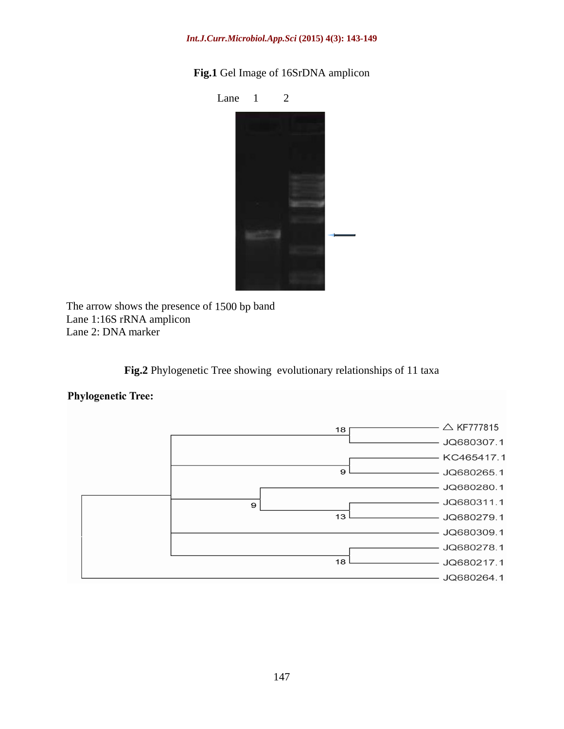**Fig.1** Gel Image of 16SrDNA amplicon

Lane 1 2

The arrow shows the presence of 1500 bp band
Lane 1:16S rRNA amplicon
Lane 2: DNA marker

**Fig.2** Phylogenetic Tree showing evolutionary relationships of 11 taxa

**Phylogenetic Tree:**

18 △ KF777815
JQ680307.1
KC465417.1
9 JQ680265.1
JQ680280.1
9 JQ680311.1
13 JQ680279.1
JQ680309.1
JQ680278.1
18 JQ680217.1
JQ680264.1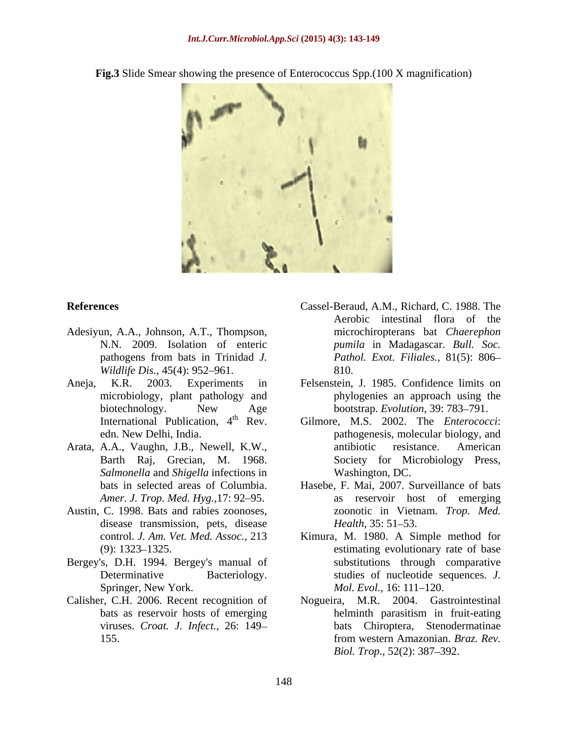**Fig.3** Slide Smear showing the presence of Enterococcus Spp.(100 X magnification)

## References

Adesiyun, A.A., Johnson, A.T., Thompson, N.N. 2009. Isolation of enteric pathogens from bats in Trinidad *J. Wildlife Dis.,* 45(4): 952–961.

Aneja, K.R. 2003. Experiments in microbiology, plant pathology and biotechnology. New Age International Publication, 4th Rev. edn. New Delhi, India.

Arata, A.A., Vaughn, J.B., Newell, K.W., Barth Raj, Grecian, M. 1968. *Salmonella* and *Shigella* infections in bats in selected areas of Columbia. *Amer. J. Trop. Med. Hyg.,*17: 92–95.

Austin, C. 1998. Bats and rabies zoonoses, disease transmission, pets, disease control. *J. Am. Vet. Med. Assoc.,* 213 (9): 1323–1325.

Bergey's, D.H. 1994. Bergey's manual of Determinative Bacteriology. Springer, New York.

Calisher, C.H. 2006. Recent recognition of bats as reservoir hosts of emerging viruses. *Croat. J. Infect.,* 26: 149–155.

Cassel-Beraud, A.M., Richard, C. 1988. The Aerobic intestinal flora of the microchiropterans bat *Chaerephon pumila* in Madagascar. *Bull. Soc. Pathol. Exot. Filiales.,* 81(5): 806–810.

Felsenstein, J. 1985. Confidence limits on phylogenies an approach using the bootstrap. *Evolution,* 39: 783–791.

Gilmore, M.S. 2002. The *Enterococci*: pathogenesis, molecular biology, and antibiotic resistance. American Society for Microbiology Press, Washington, DC.

Hasebe, F. Mai, 2007. Surveillance of bats as reservoir host of emerging zoonotic in Vietnam. *Trop. Med. Health,* 35: 51–53.

Kimura, M. 1980. A Simple method for estimating evolutionary rate of base substitutions through comparative studies of nucleotide sequences. *J. Mol. Evol.,* 16: 111–120.

Nogueira, M.R. 2004. Gastrointestinal helminth parasitism in fruit-eating bats Chiroptera, Stenodermatinae from western Amazonian. *Braz. Rev. Biol. Trop.,* 52(2): 387–392.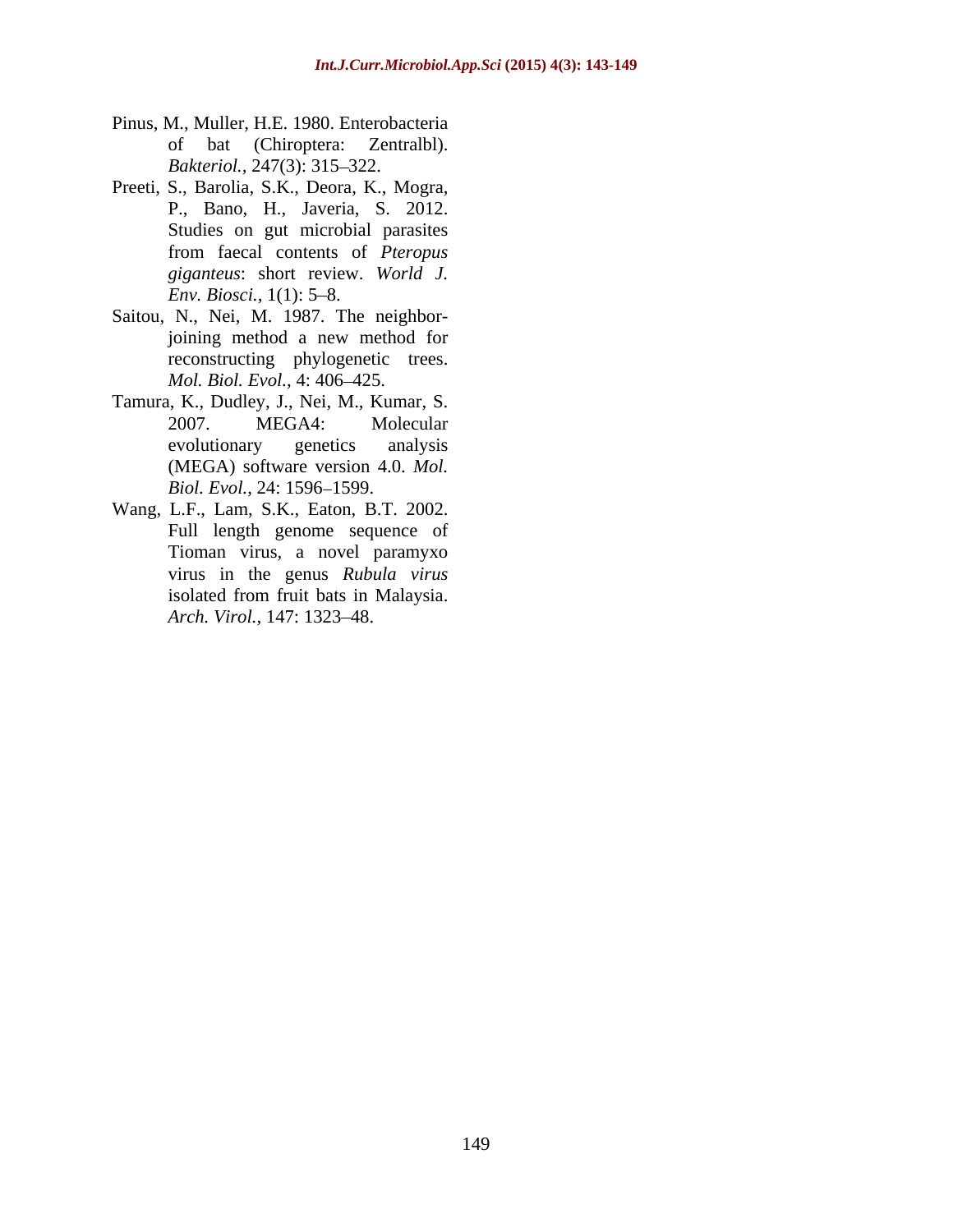Pinus, M., Muller, H.E. 1980. Enterobacteria of bat (Chiroptera: Zentralbl). *Bakteriol.*, 247(3): 315–322.

Preeti, S., Barolia, S.K., Deora, K., Mogra, P., Bano, H., Javeria, S. 2012. Studies on gut microbial parasites from faecal contents of *Pteropus giganteus*: short review. *World J. Env. Biosci.*, 1(1): 5–8.

Saitou, N., Nei, M. 1987. The neighbor-joining method a new method for reconstructing phylogenetic trees. *Mol. Biol. Evol.*, 4: 406–425.

Tamura, K., Dudley, J., Nei, M., Kumar, S. 2007. MEGA4: Molecular evolutionary genetics analysis (MEGA) software version 4.0. *Mol. Biol. Evol.*, 24: 1596–1599.

Wang, L.F., Lam, S.K., Eaton, B.T. 2002. Full length genome sequence of Tioman virus, a novel paramyxo virus in the genus *Rubula virus* isolated from fruit bats in Malaysia. *Arch. Virol.*, 147: 1323–48.